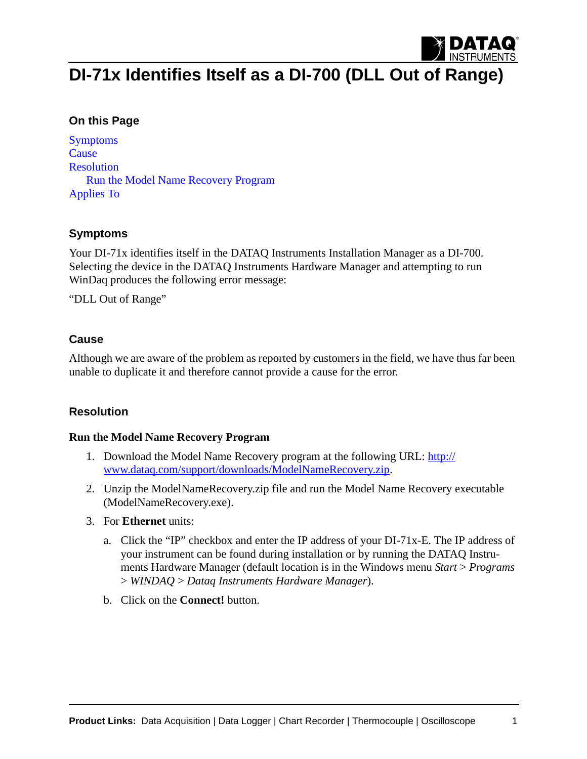# DI-71x Identifies Itself as a DI-700 (DLL Out of Range)

### On this Page

Symptoms
Cause
Resolution
    Run the Model Name Recovery Program
Applies To

### Symptoms

Your DI-71x identifies itself in the DATAQ Instruments Installation Manager as a DI-700. Selecting the device in the DATAQ Instruments Hardware Manager and attempting to run WinDaq produces the following error message:

"DLL Out of Range"

### Cause

Although we are aware of the problem as reported by customers in the field, we have thus far been unable to duplicate it and therefore cannot provide a cause for the error.

### Resolution

#### Run the Model Name Recovery Program

1. Download the Model Name Recovery program at the following URL: http://www.dataq.com/support/downloads/ModelNameRecovery.zip.
2. Unzip the ModelNameRecovery.zip file and run the Model Name Recovery executable (ModelNameRecovery.exe).
3. For **Ethernet** units:
    a. Click the "IP" checkbox and enter the IP address of your DI-71x-E. The IP address of your instrument can be found during installation or by running the DATAQ Instruments Hardware Manager (default location is in the Windows menu *Start* > *Programs* > *WINDAQ* > *Dataq Instruments Hardware Manager*).
    b. Click on the **Connect!** button.

**Product Links:** Data Acquisition | Data Logger | Chart Recorder | Thermocouple | Oscilloscope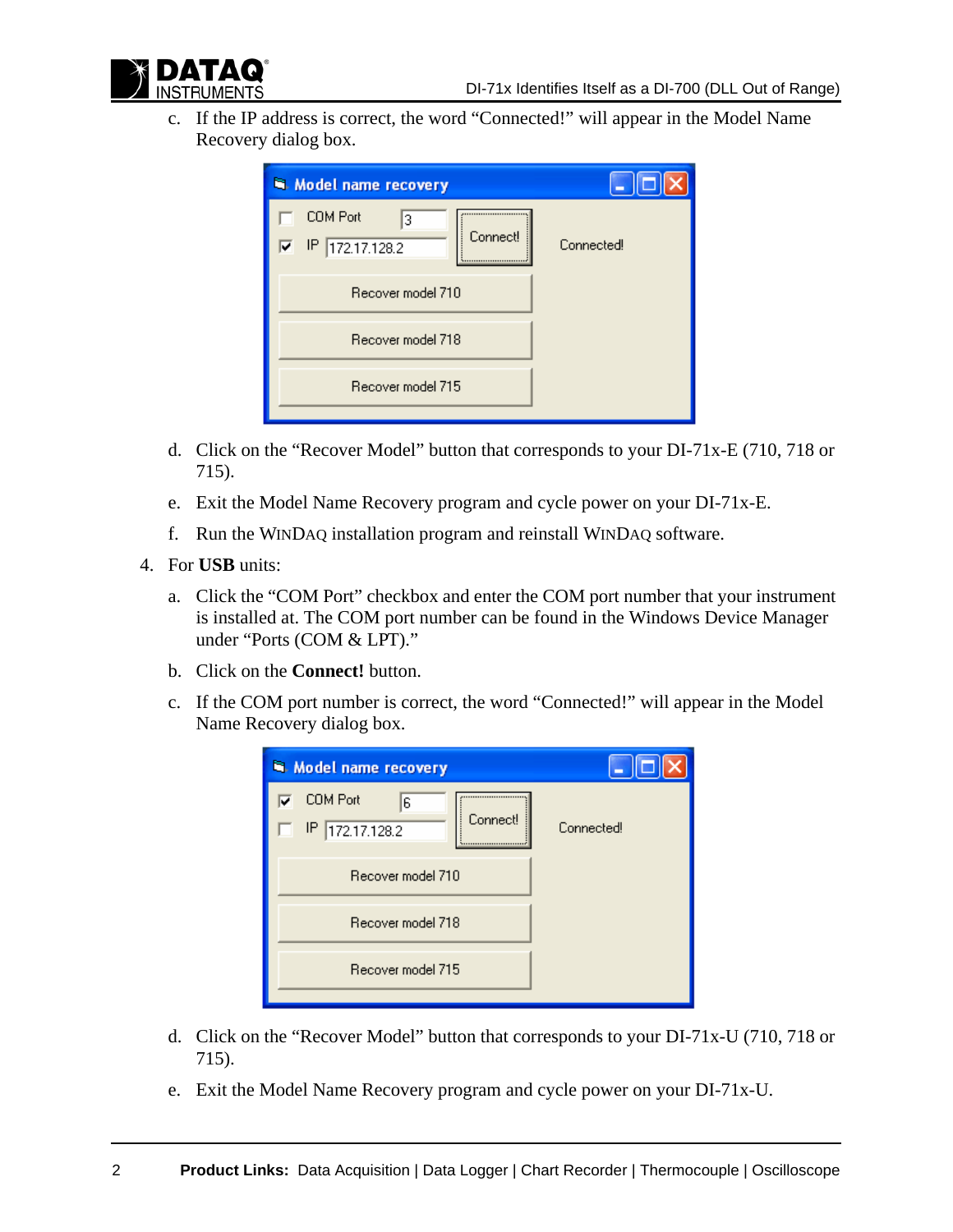c. If the IP address is correct, the word "Connected!" will appear in the Model Name Recovery dialog box.

d. Click on the "Recover Model" button that corresponds to your DI-71x-E (710, 718 or 715).

e. Exit the Model Name Recovery program and cycle power on your DI-71x-E.

f. Run the WINDAQ installation program and reinstall WINDAQ software.

4. For **USB** units:

   a. Click the "COM Port" checkbox and enter the COM port number that your instrument is installed at. The COM port number can be found in the Windows Device Manager under "Ports (COM & LPT)."

   b. Click on the **Connect!** button.

   c. If the COM port number is correct, the word "Connected!" will appear in the Model Name Recovery dialog box.

   d. Click on the "Recover Model" button that corresponds to your DI-71x-U (710, 718 or 715).

   e. Exit the Model Name Recovery program and cycle power on your DI-71x-U.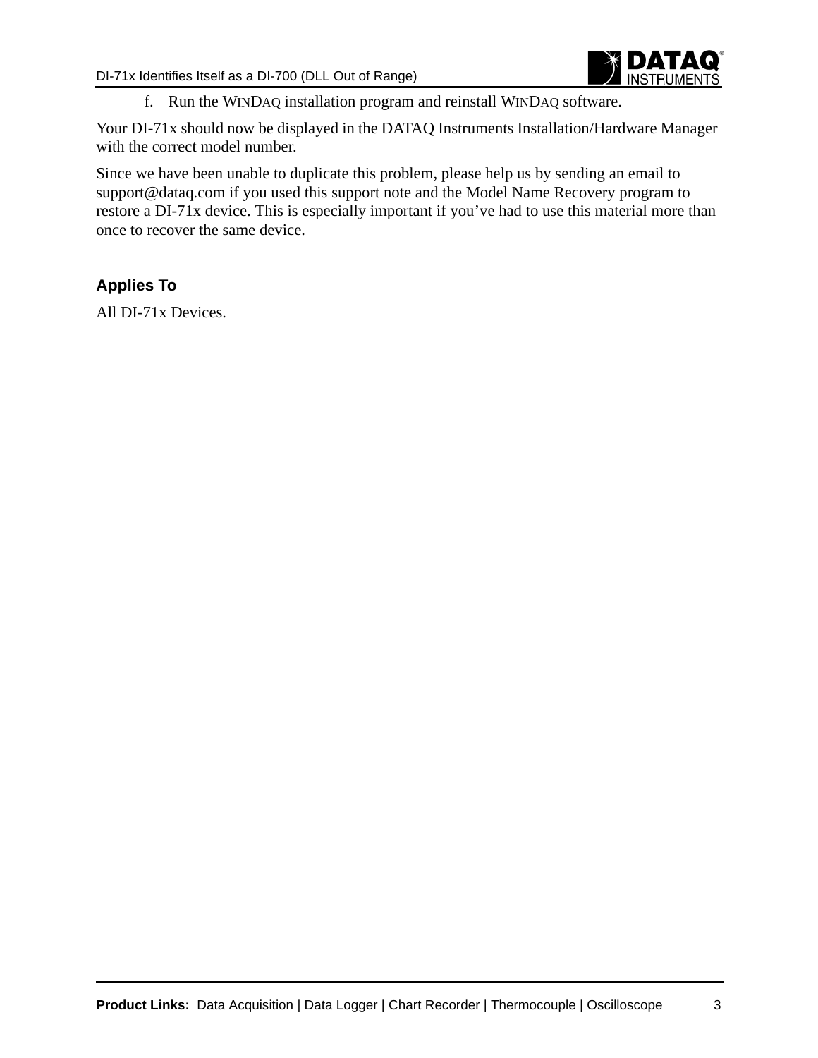f. Run the WINDAQ installation program and reinstall WINDAQ software.

Your DI-71x should now be displayed in the DATAQ Instruments Installation/Hardware Manager with the correct model number.

Since we have been unable to duplicate this problem, please help us by sending an email to support@dataq.com if you used this support note and the Model Name Recovery program to restore a DI-71x device. This is especially important if you've had to use this material more than once to recover the same device.

## Applies To

All DI-71x Devices.